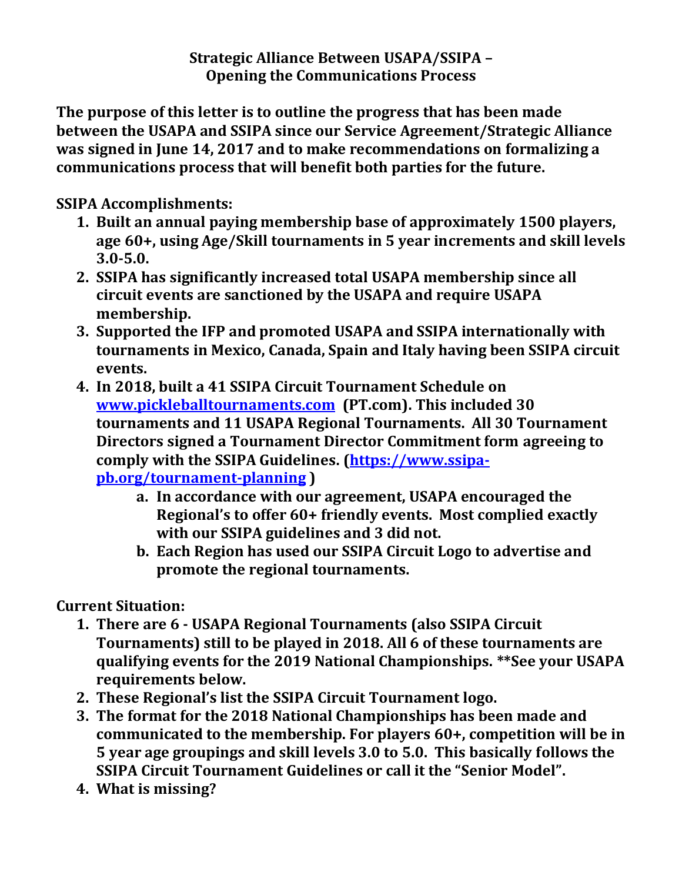# Strategic Alliance Between USAPA/SSIPA – Opening the Communications Process

**The purpose of this letter is to outline the progress that has been made between the USAPA and SSIPA since our Service Agreement/Strategic Alliance was signed in June 14, 2017 and to make recommendations on formalizing a communications process that will benefit both parties for the future.**

**SSIPA Accomplishments:**

1. **Built an annual paying membership base of approximately 1500 players, age 60+, using Age/Skill tournaments in 5 year increments and skill levels 3.0-5.0.**
2. **SSIPA has significantly increased total USAPA membership since all circuit events are sanctioned by the USAPA and require USAPA membership.**
3. **Supported the IFP and promoted USAPA and SSIPA internationally with tournaments in Mexico, Canada, Spain and Italy having been SSIPA circuit events.**
4. **In 2018, built a 41 SSIPA Circuit Tournament Schedule on [www.pickleballtournaments.com](www.pickleballtournaments.com) (PT.com). This included 30 tournaments and 11 USAPA Regional Tournaments. All 30 Tournament Directors signed a Tournament Director Commitment form agreeing to comply with the SSIPA Guidelines. ([https://www.ssipa-pb.org/tournament-planning](https://www.ssipa-pb.org/tournament-planning) )**
   a. **In accordance with our agreement, USAPA encouraged the Regional's to offer 60+ friendly events. Most complied exactly with our SSIPA guidelines and 3 did not.**
   b. **Each Region has used our SSIPA Circuit Logo to advertise and promote the regional tournaments.**

**Current Situation:**

1. **There are 6 - USAPA Regional Tournaments (also SSIPA Circuit Tournaments) still to be played in 2018. All 6 of these tournaments are qualifying events for the 2019 National Championships. **See your USAPA requirements below.**
2. **These Regional's list the SSIPA Circuit Tournament logo.**
3. **The format for the 2018 National Championships has been made and communicated to the membership. For players 60+, competition will be in 5 year age groupings and skill levels 3.0 to 5.0. This basically follows the SSIPA Circuit Tournament Guidelines or call it the "Senior Model".**
4. **What is missing?**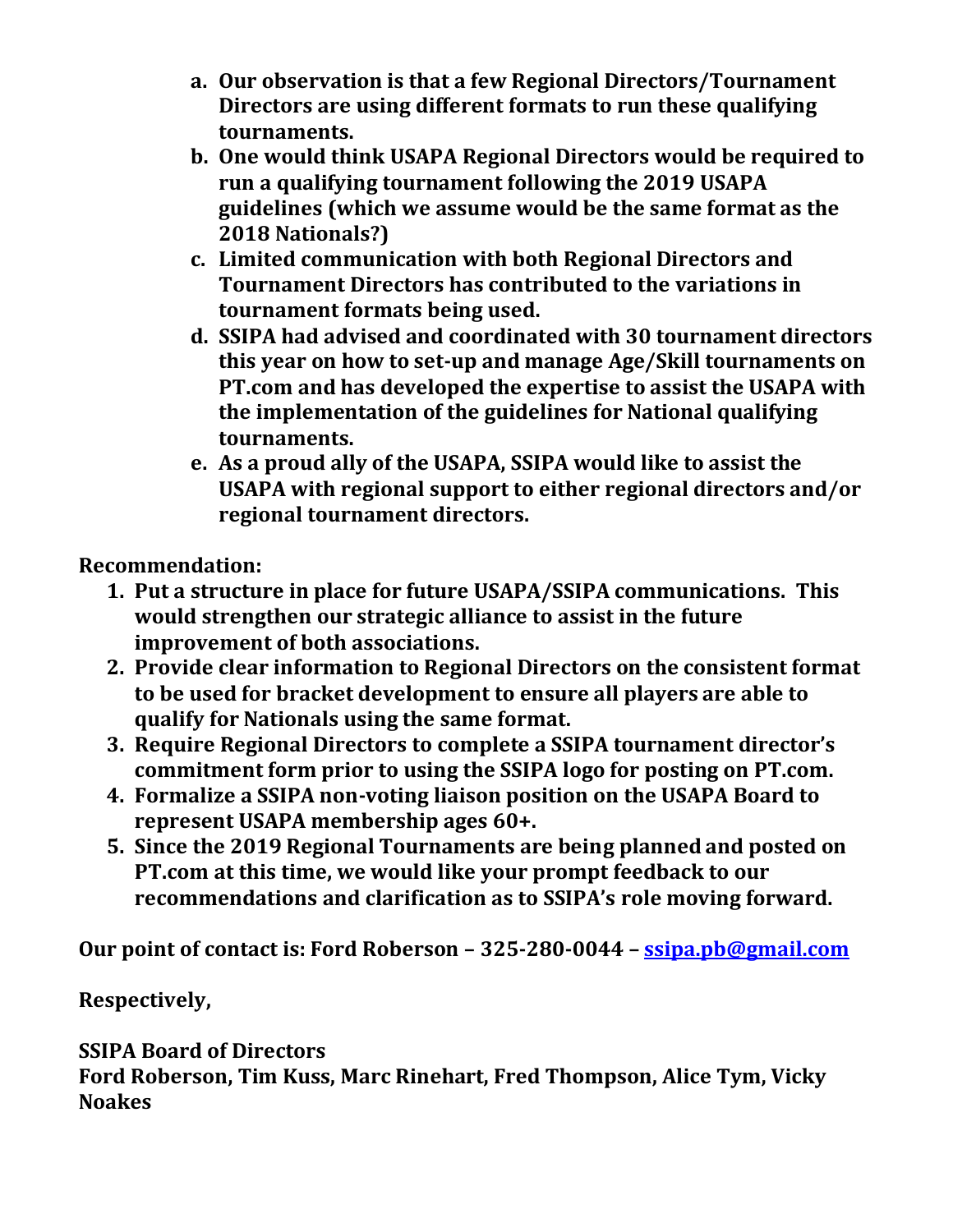- **a. Our observation is that a few Regional Directors/Tournament Directors are using different formats to run these qualifying tournaments.**
- **b. One would think USAPA Regional Directors would be required to run a qualifying tournament following the 2019 USAPA guidelines (which we assume would be the same format as the 2018 Nationals?)**
- **c. Limited communication with both Regional Directors and Tournament Directors has contributed to the variations in tournament formats being used.**
- **d. SSIPA had advised and coordinated with 30 tournament directors this year on how to set-up and manage Age/Skill tournaments on PT.com and has developed the expertise to assist the USAPA with the implementation of the guidelines for National qualifying tournaments.**
- **e. As a proud ally of the USAPA, SSIPA would like to assist the USAPA with regional support to either regional directors and/or regional tournament directors.**

**Recommendation:**

1. **Put a structure in place for future USAPA/SSIPA communications. This would strengthen our strategic alliance to assist in the future improvement of both associations.**
2. **Provide clear information to Regional Directors on the consistent format to be used for bracket development to ensure all players are able to qualify for Nationals using the same format.**
3. **Require Regional Directors to complete a SSIPA tournament director's commitment form prior to using the SSIPA logo for posting on PT.com.**
4. **Formalize a SSIPA non-voting liaison position on the USAPA Board to represent USAPA membership ages 60+.**
5. **Since the 2019 Regional Tournaments are being planned and posted on PT.com at this time, we would like your prompt feedback to our recommendations and clarification as to SSIPA's role moving forward.**

**Our point of contact is: Ford Roberson – 325-280-0044 – [ssipa.pb@gmail.com](mailto:ssipa.pb@gmail.com)**

**Respectively,**

**SSIPA Board of Directors**
**Ford Roberson, Tim Kuss, Marc Rinehart, Fred Thompson, Alice Tym, Vicky Noakes**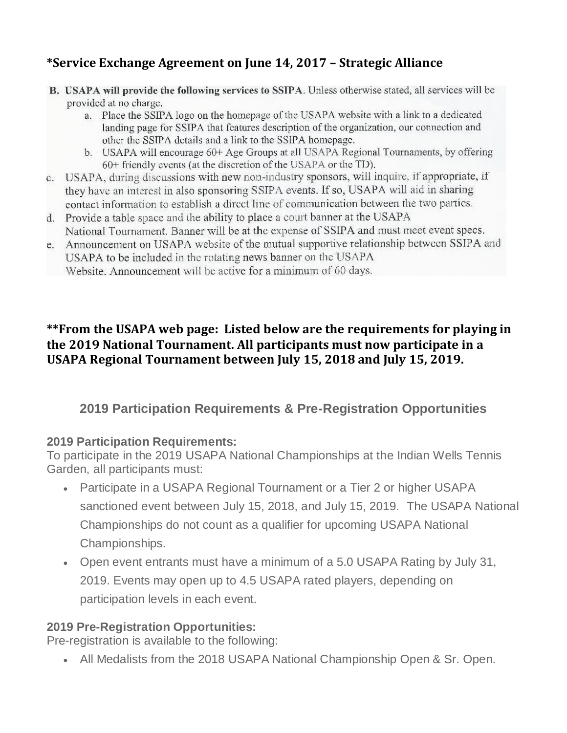**\*Service Exchange Agreement on June 14, 2017 – Strategic Alliance**

**B. USAPA will provide the following services to SSIPA**. Unless otherwise stated, all services will be provided at no charge.

a. Place the SSIPA logo on the homepage of the USAPA website with a link to a dedicated landing page for SSIPA that features description of the organization, our connection and other the SSIPA details and a link to the SSIPA homepage.

b. USAPA will encourage 60+ Age Groups at all USAPA Regional Tournaments, by offering 60+ friendly events (at the discretion of the USAPA or the TD).

c. USAPA, during discussions with new non-industry sponsors, will inquire, if appropriate, if they have an interest in also sponsoring SSIPA events. If so, USAPA will aid in sharing contact information to establish a direct line of communication between the two parties.

d. Provide a table space and the ability to place a court banner at the USAPA National Tournament. Banner will be at the expense of SSIPA and must meet event specs.

e. Announcement on USAPA website of the mutual supportive relationship between SSIPA and USAPA to be included in the rotating news banner on the USAPA Website. Announcement will be active for a minimum of 60 days.

**\*\*From the USAPA web page: Listed below are the requirements for playing in the 2019 National Tournament. All participants must now participate in a USAPA Regional Tournament between July 15, 2018 and July 15, 2019.**

## 2019 Participation Requirements & Pre-Registration Opportunities

**2019 Participation Requirements:**

To participate in the 2019 USAPA National Championships at the Indian Wells Tennis Garden, all participants must:

- Participate in a USAPA Regional Tournament or a Tier 2 or higher USAPA sanctioned event between July 15, 2018, and July 15, 2019. The USAPA National Championships do not count as a qualifier for upcoming USAPA National Championships.
- Open event entrants must have a minimum of a 5.0 USAPA Rating by July 31, 2019. Events may open up to 4.5 USAPA rated players, depending on participation levels in each event.

**2019 Pre-Registration Opportunities:**

Pre-registration is available to the following:

- All Medalists from the 2018 USAPA National Championship Open & Sr. Open.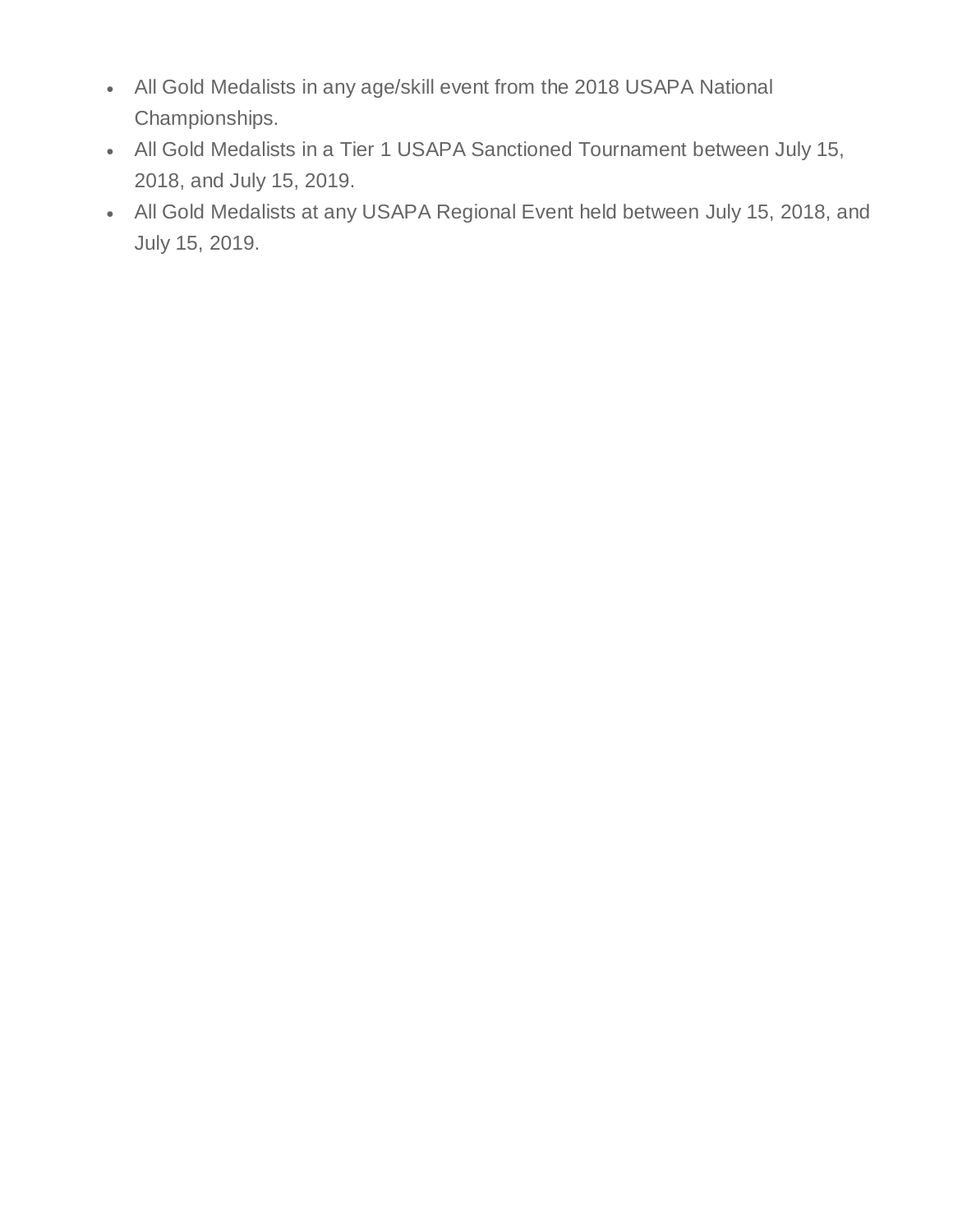- All Gold Medalists in any age/skill event from the 2018 USAPA National Championships.
- All Gold Medalists in a Tier 1 USAPA Sanctioned Tournament between July 15, 2018, and July 15, 2019.
- All Gold Medalists at any USAPA Regional Event held between July 15, 2018, and July 15, 2019.